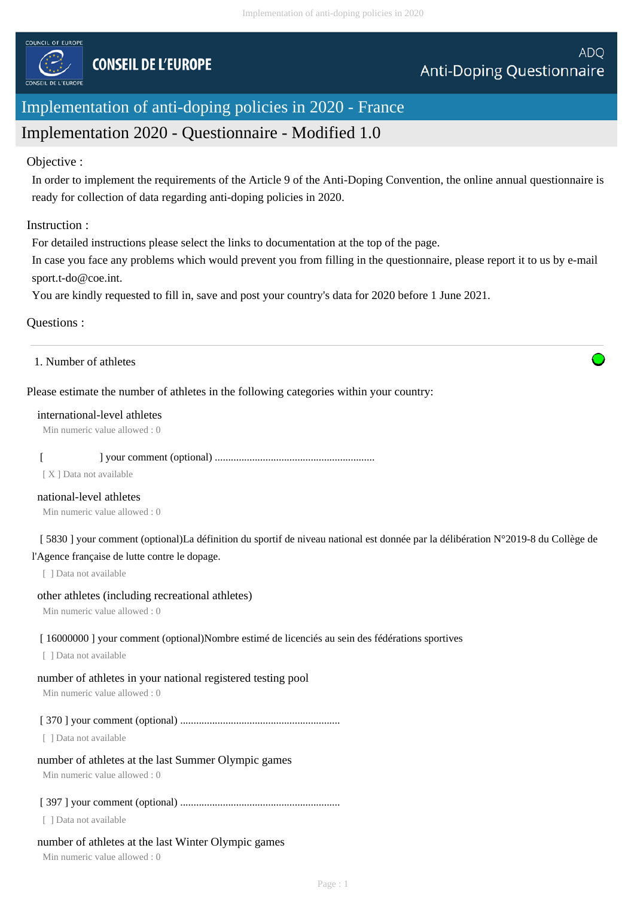COUNCIL OF EUROPE

CONSEIL DE L'EUROPE

ADQ
Anti-Doping Questionnaire

# Implementation of anti-doping policies in 2020 - France

## Implementation 2020 - Questionnaire - Modified 1.0

Objective :

In order to implement the requirements of the Article 9 of the Anti-Doping Convention, the online annual questionnaire is ready for collection of data regarding anti-doping policies in 2020.

Instruction :

For detailed instructions please select the links to documentation at the top of the page.
In case you face any problems which would prevent you from filling in the questionnaire, please report it to us by e-mail sport.t-do@coe.int.
You are kindly requested to fill in, save and post your country's data for 2020 before 1 June 2021.

Questions :

---

1. Number of athletes

Please estimate the number of athletes in the following categories within your country:

international-level athletes
Min numeric value allowed : 0

[ ] your comment (optional) ............................................................
[ X ] Data not available

national-level athletes
Min numeric value allowed : 0

[ 5830 ] your comment (optional)La définition du sportif de niveau national est donnée par la délibération N°2019-8 du Collège de l'Agence française de lutte contre le dopage.
[ ] Data not available

other athletes (including recreational athletes)
Min numeric value allowed : 0

[ 16000000 ] your comment (optional)Nombre estimé de licenciés au sein des fédérations sportives
[ ] Data not available

number of athletes in your national registered testing pool
Min numeric value allowed : 0

[ 370 ] your comment (optional) ............................................................
[ ] Data not available

number of athletes at the last Summer Olympic games
Min numeric value allowed : 0

[ 397 ] your comment (optional) ............................................................
[ ] Data not available

number of athletes at the last Winter Olympic games
Min numeric value allowed : 0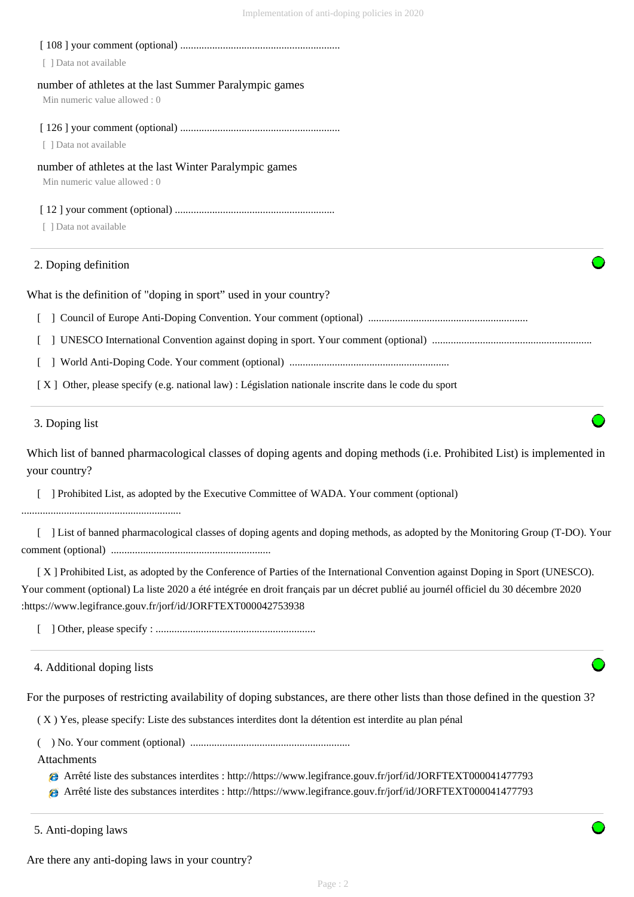[ 108 ] your comment (optional) ............................................................

[ ] Data not available

number of athletes at the last Summer Paralympic games

Min numeric value allowed : 0

[ 126 ] your comment (optional) ............................................................

[ ] Data not available

number of athletes at the last Winter Paralympic games

Min numeric value allowed : 0

[ 12 ] your comment (optional) ............................................................

[ ] Data not available

## 2. Doping definition

What is the definition of "doping in sport" used in your country?

[ ] Council of Europe Anti-Doping Convention. Your comment (optional) ............................................................

[ ] UNESCO International Convention against doping in sport. Your comment (optional) ............................................................

[ ] World Anti-Doping Code. Your comment (optional) ............................................................

[ X ] Other, please specify (e.g. national law) : Législation nationale inscrite dans le code du sport

## 3. Doping list

Which list of banned pharmacological classes of doping agents and doping methods (i.e. Prohibited List) is implemented in your country?

[ ] Prohibited List, as adopted by the Executive Committee of WADA. Your comment (optional) ............................................................

[ ] List of banned pharmacological classes of doping agents and doping methods, as adopted by the Monitoring Group (T-DO). Your comment (optional) ............................................................

[ X ] Prohibited List, as adopted by the Conference of Parties of the International Convention against Doping in Sport (UNESCO). Your comment (optional) La liste 2020 a été intégrée en droit français par un décret publié au journél officiel du 30 décembre 2020 :https://www.legifrance.gouv.fr/jorf/id/JORFTEXT000042753938

[ ] Other, please specify : ............................................................

## 4. Additional doping lists

For the purposes of restricting availability of doping substances, are there other lists than those defined in the question 3?

( X ) Yes, please specify: Liste des substances interdites dont la détention est interdite au plan pénal

( ) No. Your comment (optional) ............................................................

Attachments

- Arrêté liste des substances interdites : http://https://www.legifrance.gouv.fr/jorf/id/JORFTEXT000041477793
- Arrêté liste des substances interdites : http://https://www.legifrance.gouv.fr/jorf/id/JORFTEXT000041477793

## 5. Anti-doping laws

Are there any anti-doping laws in your country?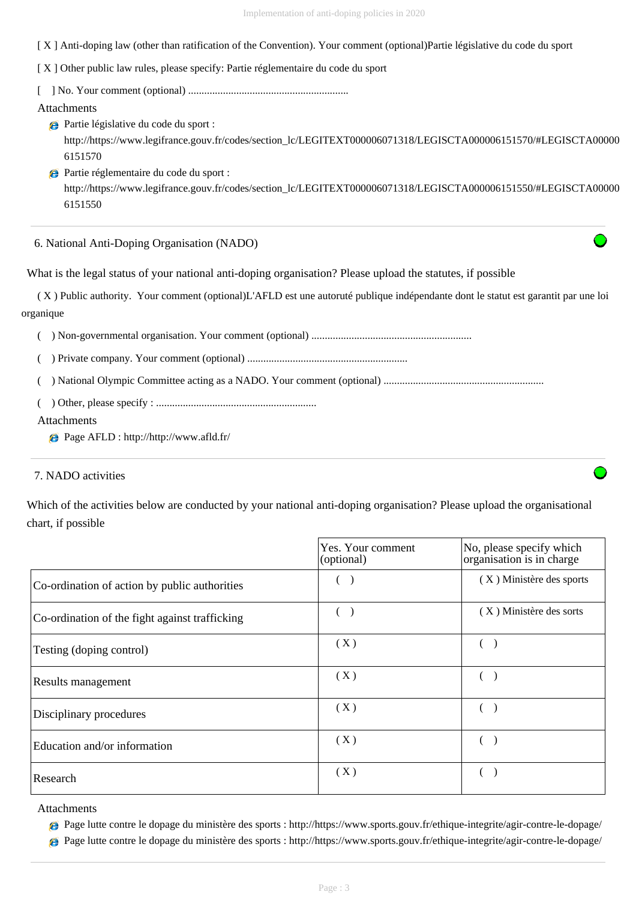[ X ] Anti-doping law (other than ratification of the Convention). Your comment (optional)Partie législative du code du sport

[ X ] Other public law rules, please specify: Partie réglementaire du code du sport

[ ] No. Your comment (optional) ............................................................

Attachments

- Partie législative du code du sport : http://https://www.legifrance.gouv.fr/codes/section_lc/LEGITEXT000006071318/LEGISCTA000006151570/#LEGISCTA000006151570
- Partie réglementaire du code du sport : http://https://www.legifrance.gouv.fr/codes/section_lc/LEGITEXT000006071318/LEGISCTA000006151550/#LEGISCTA000006151550

## 6. National Anti-Doping Organisation (NADO)

What is the legal status of your national anti-doping organisation? Please upload the statutes, if possible

( X ) Public authority. Your comment (optional)L'AFLD est une autoruté publique indépendante dont le statut est garantit par une loi organique

( ) Non-governmental organisation. Your comment (optional) ............................................................

( ) Private company. Your comment (optional) ............................................................

( ) National Olympic Committee acting as a NADO. Your comment (optional) ............................................................

( ) Other, please specify : ............................................................

Attachments

- Page AFLD : http://http://www.afld.fr/

## 7. NADO activities

Which of the activities below are conducted by your national anti-doping organisation? Please upload the organisational chart, if possible

| | Yes. Your comment (optional) | No, please specify which organisation is in charge |
|---|---|---|
| Co-ordination of action by public authorities | ( ) | ( X ) Ministère des sports |
| Co-ordination of the fight against trafficking | ( ) | ( X ) Ministère des sorts |
| Testing (doping control) | ( X ) | ( ) |
| Results management | ( X ) | ( ) |
| Disciplinary procedures | ( X ) | ( ) |
| Education and/or information | ( X ) | ( ) |
| Research | ( X ) | ( ) |

Attachments

- Page lutte contre le dopage du ministère des sports : http://https://www.sports.gouv.fr/ethique-integrite/agir-contre-le-dopage/
- Page lutte contre le dopage du ministère des sports : http://https://www.sports.gouv.fr/ethique-integrite/agir-contre-le-dopage/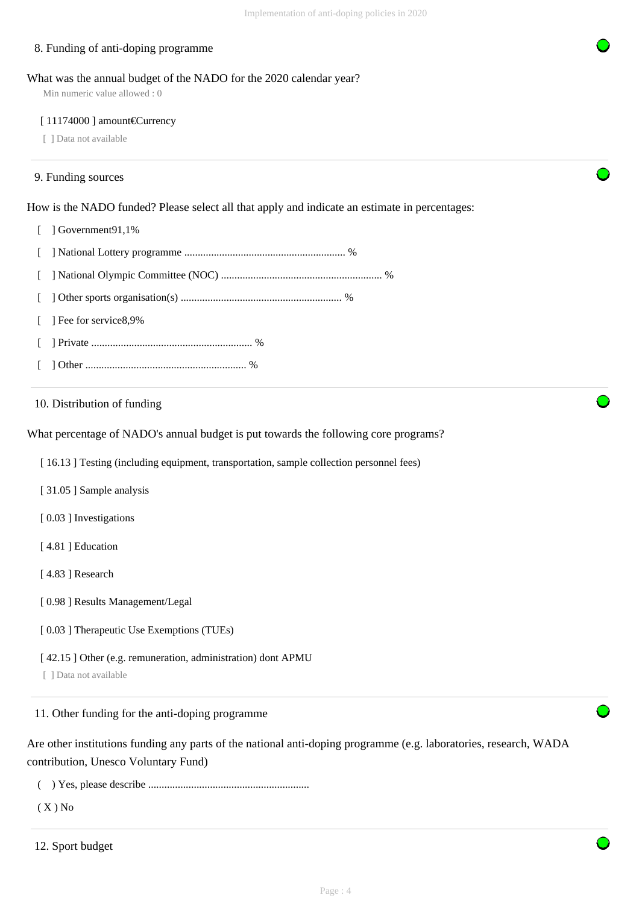## 8. Funding of anti-doping programme

What was the annual budget of the NADO for the 2020 calendar year?

Min numeric value allowed : 0

[ 11174000 ] amount€Currency

[ ] Data not available

## 9. Funding sources

How is the NADO funded? Please select all that apply and indicate an estimate in percentages:

[ ] Government91,1%

[ ] National Lottery programme ........................................................... %

[ ] National Olympic Committee (NOC) ........................................................... %

[ ] Other sports organisation(s) ........................................................... %

[ ] Fee for service8,9%

[ ] Private ........................................................... %

[ ] Other ........................................................... %

## 10. Distribution of funding

What percentage of NADO's annual budget is put towards the following core programs?

[ 16.13 ] Testing (including equipment, transportation, sample collection personnel fees)

[ 31.05 ] Sample analysis

[ 0.03 ] Investigations

[ 4.81 ] Education

[ 4.83 ] Research

[ 0.98 ] Results Management/Legal

[ 0.03 ] Therapeutic Use Exemptions (TUEs)

[ 42.15 ] Other (e.g. remuneration, administration) dont APMU

[ ] Data not available

## 11. Other funding for the anti-doping programme

Are other institutions funding any parts of the national anti-doping programme (e.g. laboratories, research, WADA contribution, Unesco Voluntary Fund)

( ) Yes, please describe ...........................................................

( X ) No

## 12. Sport budget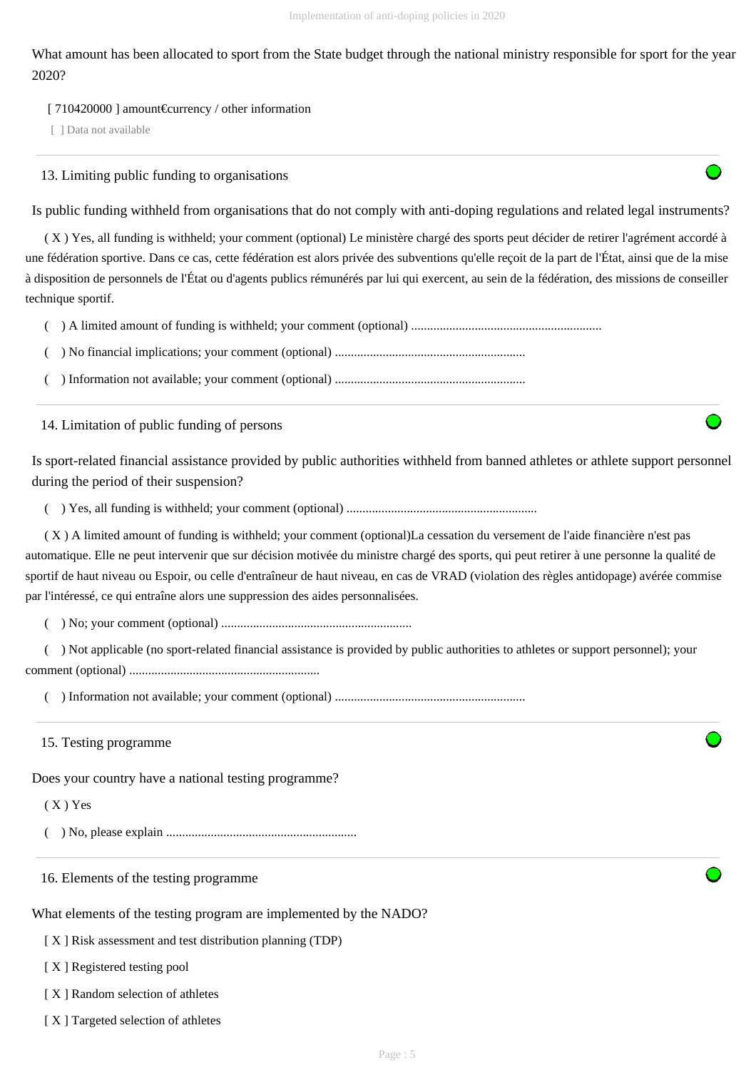What amount has been allocated to sport from the State budget through the national ministry responsible for sport for the year 2020?

[ 710420000 ] amount€currency / other information

[ ] Data not available

## 13. Limiting public funding to organisations

Is public funding withheld from organisations that do not comply with anti-doping regulations and related legal instruments?

( X ) Yes, all funding is withheld; your comment (optional) Le ministère chargé des sports peut décider de retirer l'agrément accordé à une fédération sportive. Dans ce cas, cette fédération est alors privée des subventions qu'elle reçoit de la part de l'État, ainsi que de la mise à disposition de personnels de l'État ou d'agents publics rémunérés par lui qui exercent, au sein de la fédération, des missions de conseiller technique sportif.

( ) A limited amount of funding is withheld; your comment (optional) ............................................................

( ) No financial implications; your comment (optional) ............................................................

( ) Information not available; your comment (optional) ............................................................

## 14. Limitation of public funding of persons

Is sport-related financial assistance provided by public authorities withheld from banned athletes or athlete support personnel during the period of their suspension?

( ) Yes, all funding is withheld; your comment (optional) ............................................................

( X ) A limited amount of funding is withheld; your comment (optional)La cessation du versement de l'aide financière n'est pas automatique. Elle ne peut intervenir que sur décision motivée du ministre chargé des sports, qui peut retirer à une personne la qualité de sportif de haut niveau ou Espoir, ou celle d'entraîneur de haut niveau, en cas de VRAD (violation des règles antidopage) avérée commise par l'intéressé, ce qui entraîne alors une suppression des aides personnalisées.

( ) No; your comment (optional) ............................................................

( ) Not applicable (no sport-related financial assistance is provided by public authorities to athletes or support personnel); your comment (optional) ............................................................

( ) Information not available; your comment (optional) ............................................................

## 15. Testing programme

Does your country have a national testing programme?

( X ) Yes

( ) No, please explain ............................................................

## 16. Elements of the testing programme

What elements of the testing program are implemented by the NADO?

[ X ] Risk assessment and test distribution planning (TDP)

[ X ] Registered testing pool

[ X ] Random selection of athletes

[ X ] Targeted selection of athletes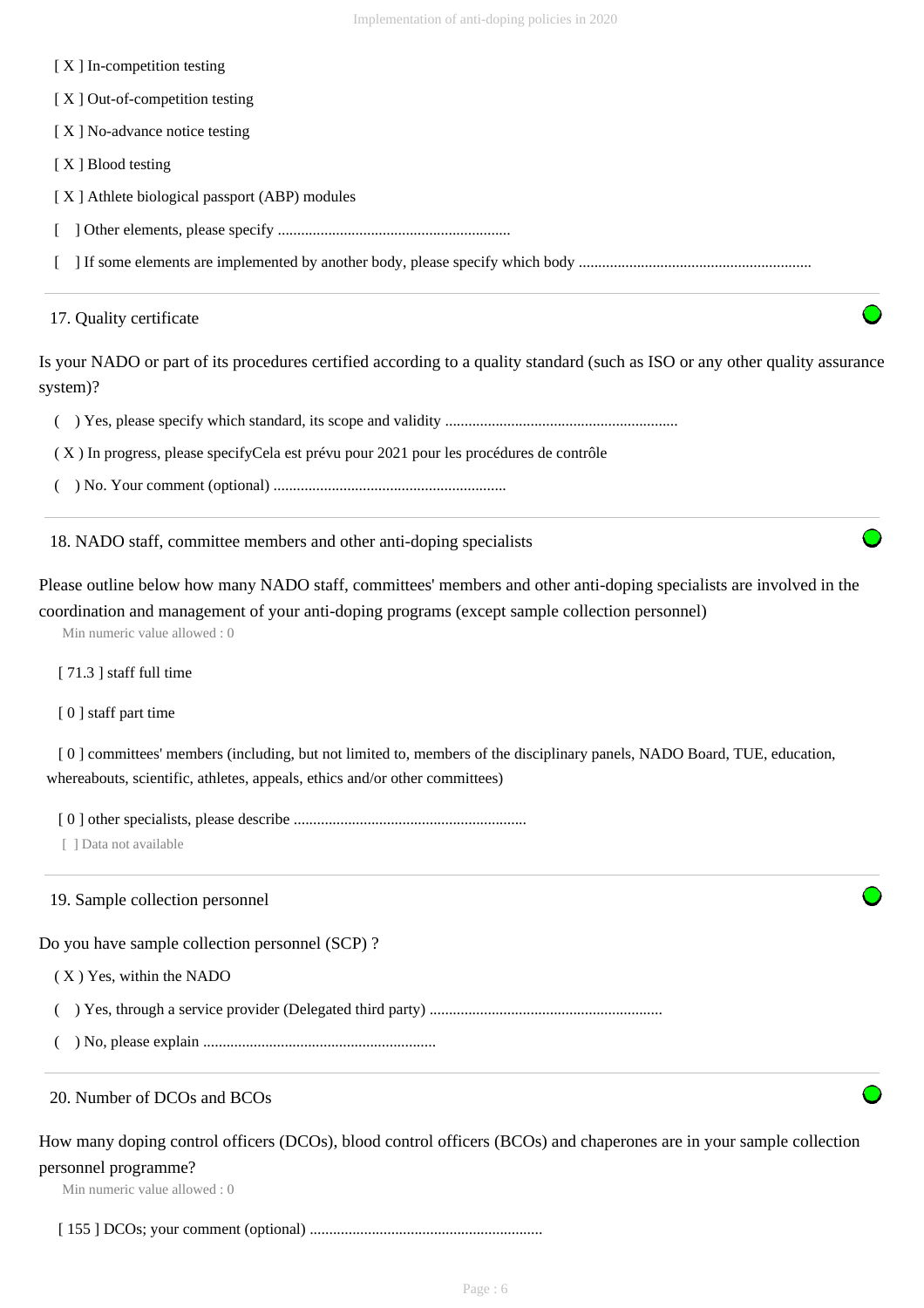[ X ] In-competition testing

[ X ] Out-of-competition testing

[ X ] No-advance notice testing

[ X ] Blood testing

[ X ] Athlete biological passport (ABP) modules

[ ] Other elements, please specify ............................................................

[ ] If some elements are implemented by another body, please specify which body ............................................................

## 17. Quality certificate

Is your NADO or part of its procedures certified according to a quality standard (such as ISO or any other quality assurance system)?

( ) Yes, please specify which standard, its scope and validity ............................................................

( X ) In progress, please specifyCela est prévu pour 2021 pour les procédures de contrôle

( ) No. Your comment (optional) ............................................................

## 18. NADO staff, committee members and other anti-doping specialists

Please outline below how many NADO staff, committees' members and other anti-doping specialists are involved in the coordination and management of your anti-doping programs (except sample collection personnel)

Min numeric value allowed : 0

[ 71.3 ] staff full time

[ 0 ] staff part time

[ 0 ] committees' members (including, but not limited to, members of the disciplinary panels, NADO Board, TUE, education, whereabouts, scientific, athletes, appeals, ethics and/or other committees)

[ 0 ] other specialists, please describe ............................................................

[ ] Data not available

## 19. Sample collection personnel

Do you have sample collection personnel (SCP) ?

( X ) Yes, within the NADO

( ) Yes, through a service provider (Delegated third party) ............................................................

( ) No, please explain ............................................................

## 20. Number of DCOs and BCOs

How many doping control officers (DCOs), blood control officers (BCOs) and chaperones are in your sample collection personnel programme?

Min numeric value allowed : 0

[ 155 ] DCOs; your comment (optional) ............................................................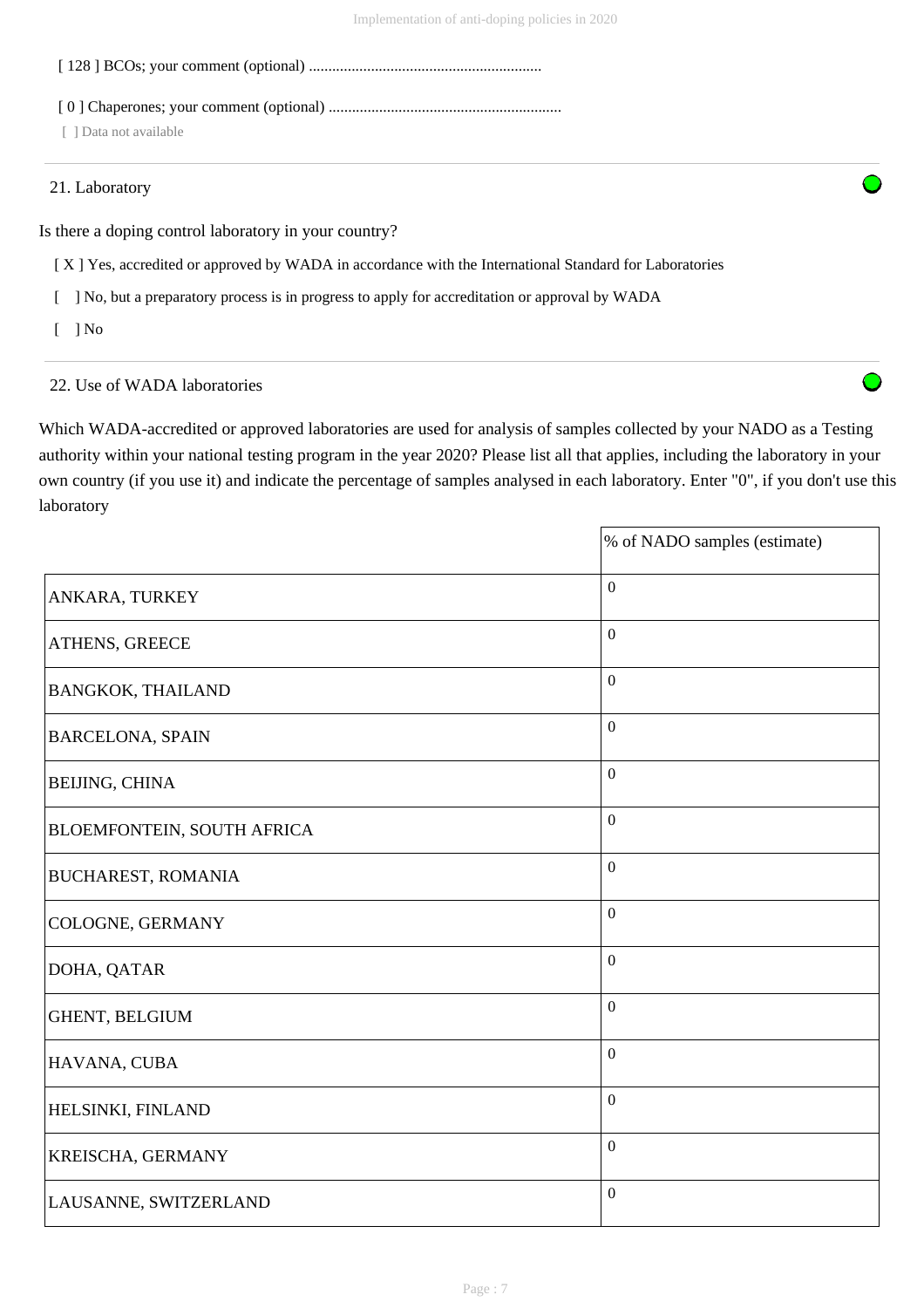[ 128 ] BCOs; your comment (optional) ............................................................

[ 0 ] Chaperones; your comment (optional) ............................................................

[ ] Data not available

21. Laboratory

Is there a doping control laboratory in your country?

[ X ] Yes, accredited or approved by WADA in accordance with the International Standard for Laboratories

[ ] No, but a preparatory process is in progress to apply for accreditation or approval by WADA

[ ] No

22. Use of WADA laboratories

Which WADA-accredited or approved laboratories are used for analysis of samples collected by your NADO as a Testing authority within your national testing program in the year 2020? Please list all that applies, including the laboratory in your own country (if you use it) and indicate the percentage of samples analysed in each laboratory. Enter "0", if you don't use this laboratory

| | % of NADO samples (estimate) |
|---|---|
| ANKARA, TURKEY | 0 |
| ATHENS, GREECE | 0 |
| BANGKOK, THAILAND | 0 |
| BARCELONA, SPAIN | 0 |
| BEIJING, CHINA | 0 |
| BLOEMFONTEIN, SOUTH AFRICA | 0 |
| BUCHAREST, ROMANIA | 0 |
| COLOGNE, GERMANY | 0 |
| DOHA, QATAR | 0 |
| GHENT, BELGIUM | 0 |
| HAVANA, CUBA | 0 |
| HELSINKI, FINLAND | 0 |
| KREISCHA, GERMANY | 0 |
| LAUSANNE, SWITZERLAND | 0 |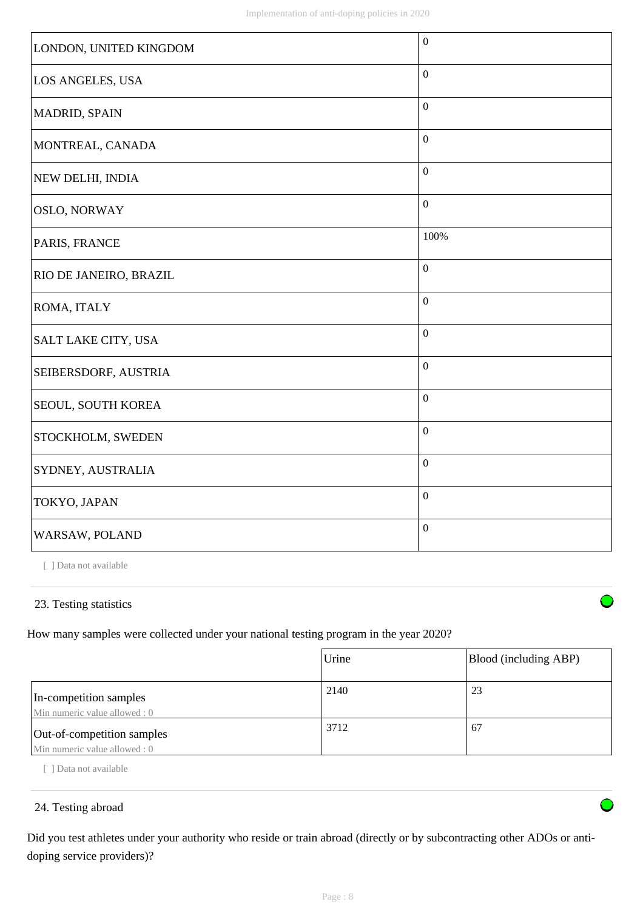| | |
|---|---|
| LONDON, UNITED KINGDOM | 0 |
| LOS ANGELES, USA | 0 |
| MADRID, SPAIN | 0 |
| MONTREAL, CANADA | 0 |
| NEW DELHI, INDIA | 0 |
| OSLO, NORWAY | 0 |
| PARIS, FRANCE | 100% |
| RIO DE JANEIRO, BRAZIL | 0 |
| ROMA, ITALY | 0 |
| SALT LAKE CITY, USA | 0 |
| SEIBERSDORF, AUSTRIA | 0 |
| SEOUL, SOUTH KOREA | 0 |
| STOCKHOLM, SWEDEN | 0 |
| SYDNEY, AUSTRALIA | 0 |
| TOKYO, JAPAN | 0 |
| WARSAW, POLAND | 0 |

[ ] Data not available

## 23. Testing statistics

How many samples were collected under your national testing program in the year 2020?

| | Urine | Blood (including ABP) |
|---|---|---|
| In-competition samples<br>Min numeric value allowed : 0 | 2140 | 23 |
| Out-of-competition samples<br>Min numeric value allowed : 0 | 3712 | 67 |

[ ] Data not available

## 24. Testing abroad

Did you test athletes under your authority who reside or train abroad (directly or by subcontracting other ADOs or anti-doping service providers)?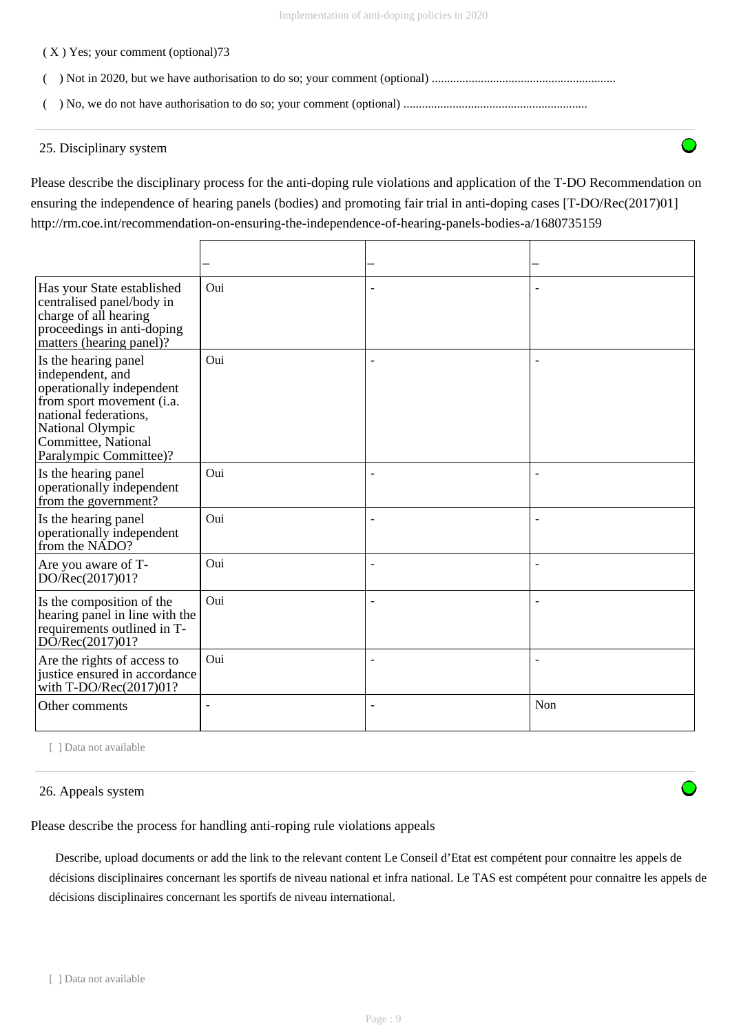( X ) Yes; your comment (optional)73

(   ) Not in 2020, but we have authorisation to do so; your comment (optional) ..........................................................

(   ) No, we do not have authorisation to do so; your comment (optional) ..........................................................

25. Disciplinary system

Please describe the disciplinary process for the anti-doping rule violations and application of the T-DO Recommendation on ensuring the independence of hearing panels (bodies) and promoting fair trial in anti-doping cases [T-DO/Rec(2017)01] http://rm.coe.int/recommendation-on-ensuring-the-independence-of-hearing-panels-bodies-a/1680735159

| | _ | _ | _ |
|---|---|---|---|
| Has your State established centralised panel/body in charge of all hearing proceedings in anti-doping matters (hearing panel)? | Oui | - | - |
| Is the hearing panel independent, and operationally independent from sport movement (i.a. national federations, National Olympic Committee, National Paralympic Committee)? | Oui | - | - |
| Is the hearing panel operationally independent from the government? | Oui | - | - |
| Is the hearing panel operationally independent from the NADO? | Oui | - | - |
| Are you aware of T-DO/Rec(2017)01? | Oui | - | - |
| Is the composition of the hearing panel in line with the requirements outlined in T-DO/Rec(2017)01? | Oui | - | - |
| Are the rights of access to justice ensured in accordance with T-DO/Rec(2017)01? | Oui | - | - |
| Other comments | - | - | Non |

[ ] Data not available

26. Appeals system

Please describe the process for handling anti-roping rule violations appeals

Describe, upload documents or add the link to the relevant content Le Conseil d'Etat est compétent pour connaitre les appels de décisions disciplinaires concernant les sportifs de niveau national et infra national. Le TAS est compétent pour connaitre les appels de décisions disciplinaires concernant les sportifs de niveau international.

[ ] Data not available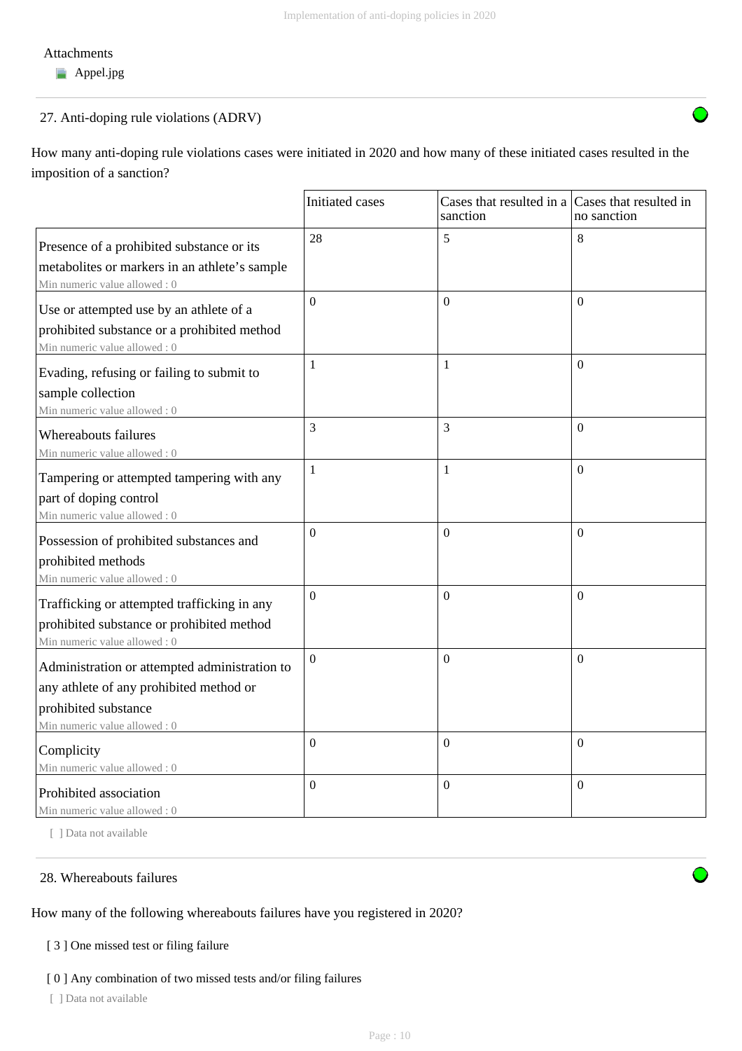Attachments

- Appel.jpg

27. Anti-doping rule violations (ADRV)

How many anti-doping rule violations cases were initiated in 2020 and how many of these initiated cases resulted in the imposition of a sanction?

| | Initiated cases | Cases that resulted in a sanction | Cases that resulted in no sanction |
|---|---|---|---|
| Presence of a prohibited substance or its metabolites or markers in an athlete's sample<br>Min numeric value allowed : 0 | 28 | 5 | 8 |
| Use or attempted use by an athlete of a prohibited substance or a prohibited method<br>Min numeric value allowed : 0 | 0 | 0 | 0 |
| Evading, refusing or failing to submit to sample collection<br>Min numeric value allowed : 0 | 1 | 1 | 0 |
| Whereabouts failures<br>Min numeric value allowed : 0 | 3 | 3 | 0 |
| Tampering or attempted tampering with any part of doping control<br>Min numeric value allowed : 0 | 1 | 1 | 0 |
| Possession of prohibited substances and prohibited methods<br>Min numeric value allowed : 0 | 0 | 0 | 0 |
| Trafficking or attempted trafficking in any prohibited substance or prohibited method<br>Min numeric value allowed : 0 | 0 | 0 | 0 |
| Administration or attempted administration to any athlete of any prohibited method or prohibited substance<br>Min numeric value allowed : 0 | 0 | 0 | 0 |
| Complicity<br>Min numeric value allowed : 0 | 0 | 0 | 0 |
| Prohibited association<br>Min numeric value allowed : 0 | 0 | 0 | 0 |

[ ] Data not available

28. Whereabouts failures

How many of the following whereabouts failures have you registered in 2020?

[ 3 ] One missed test or filing failure

[ 0 ] Any combination of two missed tests and/or filing failures

[ ] Data not available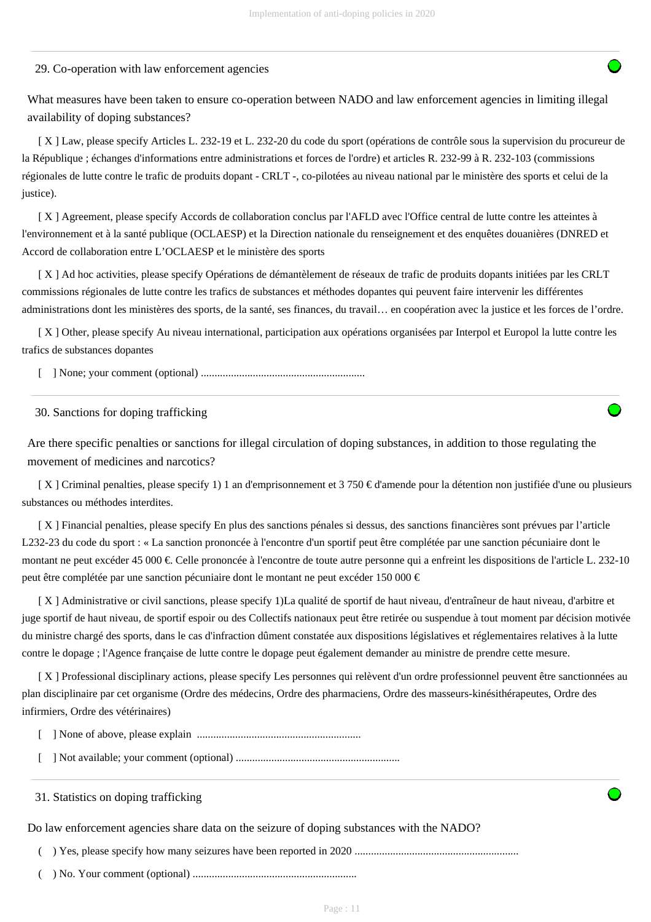## 29. Co-operation with law enforcement agencies

What measures have been taken to ensure co-operation between NADO and law enforcement agencies in limiting illegal availability of doping substances?

[ X ] Law, please specify Articles L. 232-19 et L. 232-20 du code du sport (opérations de contrôle sous la supervision du procureur de la République ; échanges d'informations entre administrations et forces de l'ordre) et articles R. 232-99 à R. 232-103 (commissions régionales de lutte contre le trafic de produits dopant - CRLT -, co-pilotées au niveau national par le ministère des sports et celui de la justice).

[ X ] Agreement, please specify Accords de collaboration conclus par l'AFLD avec l'Office central de lutte contre les atteintes à l'environnement et à la santé publique (OCLAESP) et la Direction nationale du renseignement et des enquêtes douanières (DNRED et Accord de collaboration entre L'OCLAESP et le ministère des sports

[ X ] Ad hoc activities, please specify Opérations de démantèlement de réseaux de trafic de produits dopants initiées par les CRLT commissions régionales de lutte contre les trafics de substances et méthodes dopantes qui peuvent faire intervenir les différentes administrations dont les ministères des sports, de la santé, ses finances, du travail… en coopération avec la justice et les forces de l'ordre.

[ X ] Other, please specify Au niveau international, participation aux opérations organisées par Interpol et Europol la lutte contre les trafics de substances dopantes

[ ] None; your comment (optional) ............................................................

## 30. Sanctions for doping trafficking

Are there specific penalties or sanctions for illegal circulation of doping substances, in addition to those regulating the movement of medicines and narcotics?

[ X ] Criminal penalties, please specify 1) 1 an d'emprisonnement et 3 750 € d'amende pour la détention non justifiée d'une ou plusieurs substances ou méthodes interdites.

[ X ] Financial penalties, please specify En plus des sanctions pénales si dessus, des sanctions financières sont prévues par l'article L232-23 du code du sport : « La sanction prononcée à l'encontre d'un sportif peut être complétée par une sanction pécuniaire dont le montant ne peut excéder 45 000 €. Celle prononcée à l'encontre de toute autre personne qui a enfreint les dispositions de l'article L. 232-10 peut être complétée par une sanction pécuniaire dont le montant ne peut excéder 150 000 €

[ X ] Administrative or civil sanctions, please specify 1)La qualité de sportif de haut niveau, d'entraîneur de haut niveau, d'arbitre et juge sportif de haut niveau, de sportif espoir ou des Collectifs nationaux peut être retirée ou suspendue à tout moment par décision motivée du ministre chargé des sports, dans le cas d'infraction dûment constatée aux dispositions législatives et réglementaires relatives à la lutte contre le dopage ; l'Agence française de lutte contre le dopage peut également demander au ministre de prendre cette mesure.

[ X ] Professional disciplinary actions, please specify Les personnes qui relèvent d'un ordre professionnel peuvent être sanctionnées au plan disciplinaire par cet organisme (Ordre des médecins, Ordre des pharmaciens, Ordre des masseurs-kinésithérapeutes, Ordre des infirmiers, Ordre des vétérinaires)

[ ] None of above, please explain ............................................................

[ ] Not available; your comment (optional) ............................................................

## 31. Statistics on doping trafficking

Do law enforcement agencies share data on the seizure of doping substances with the NADO?

( ) Yes, please specify how many seizures have been reported in 2020 ............................................................

( ) No. Your comment (optional) ............................................................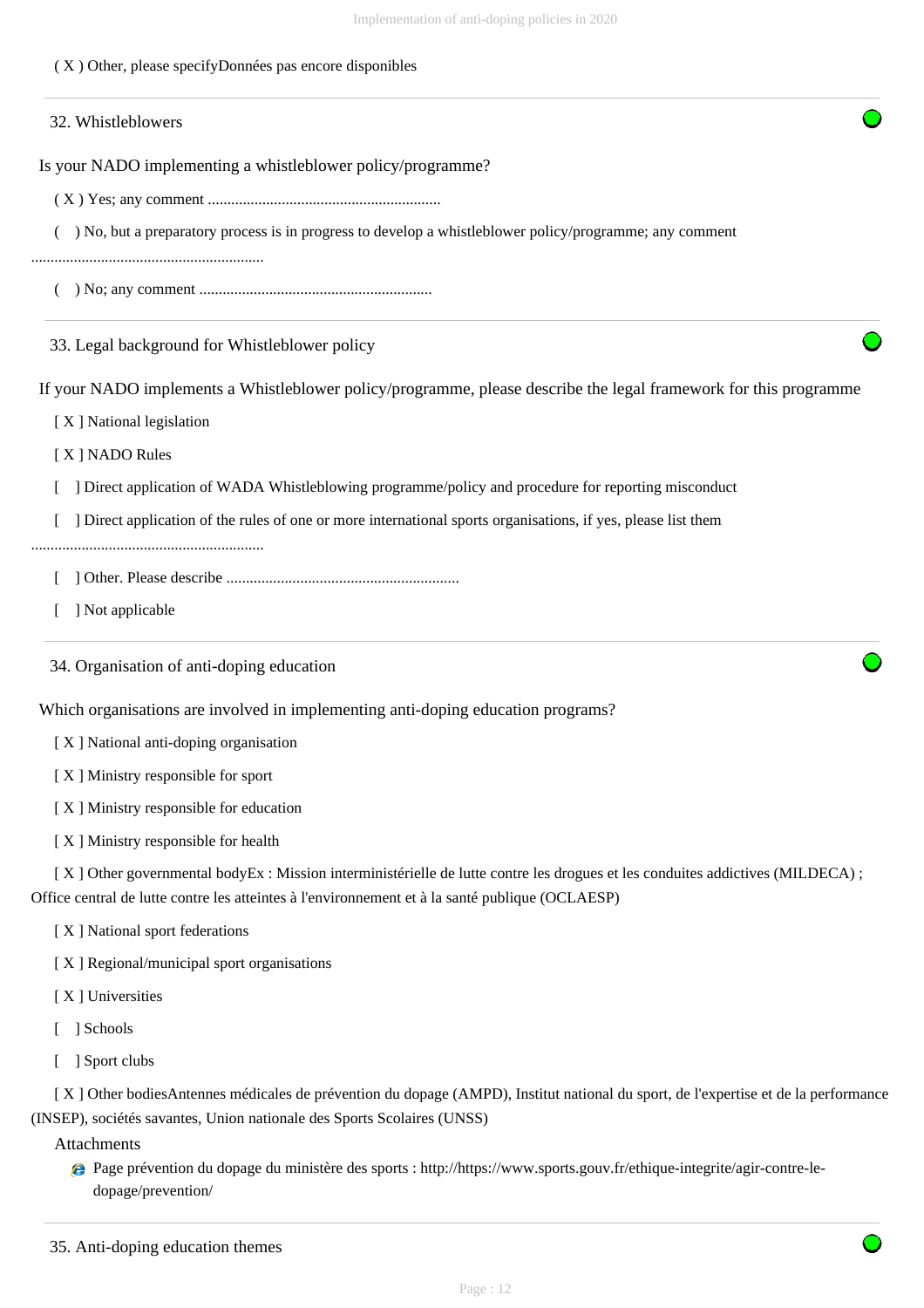( X ) Other, please specifyDonnées pas encore disponibles

## 32. Whistleblowers

Is your NADO implementing a whistleblower policy/programme?

( X ) Yes; any comment ............................................................

(   ) No, but a preparatory process is in progress to develop a whistleblower policy/programme; any comment ............................................................

(   ) No; any comment ............................................................

## 33. Legal background for Whistleblower policy

If your NADO implements a Whistleblower policy/programme, please describe the legal framework for this programme

[ X ] National legislation

[ X ] NADO Rules

[   ] Direct application of WADA Whistleblowing programme/policy and procedure for reporting misconduct

[   ] Direct application of the rules of one or more international sports organisations, if yes, please list them ............................................................

[   ] Other. Please describe ............................................................

[   ] Not applicable

## 34. Organisation of anti-doping education

Which organisations are involved in implementing anti-doping education programs?

[ X ] National anti-doping organisation

[ X ] Ministry responsible for sport

[ X ] Ministry responsible for education

[ X ] Ministry responsible for health

[ X ] Other governmental bodyEx : Mission interministérielle de lutte contre les drogues et les conduites addictives (MILDECA) ; Office central de lutte contre les atteintes à l'environnement et à la santé publique (OCLAESP)

[ X ] National sport federations

[ X ] Regional/municipal sport organisations

[ X ] Universities

[   ] Schools

[   ] Sport clubs

[ X ] Other bodiesAntennes médicales de prévention du dopage (AMPD), Institut national du sport, de l'expertise et de la performance (INSEP), sociétés savantes, Union nationale des Sports Scolaires (UNSS)

Attachments

- Page prévention du dopage du ministère des sports : http://https://www.sports.gouv.fr/ethique-integrite/agir-contre-le-dopage/prevention/

## 35. Anti-doping education themes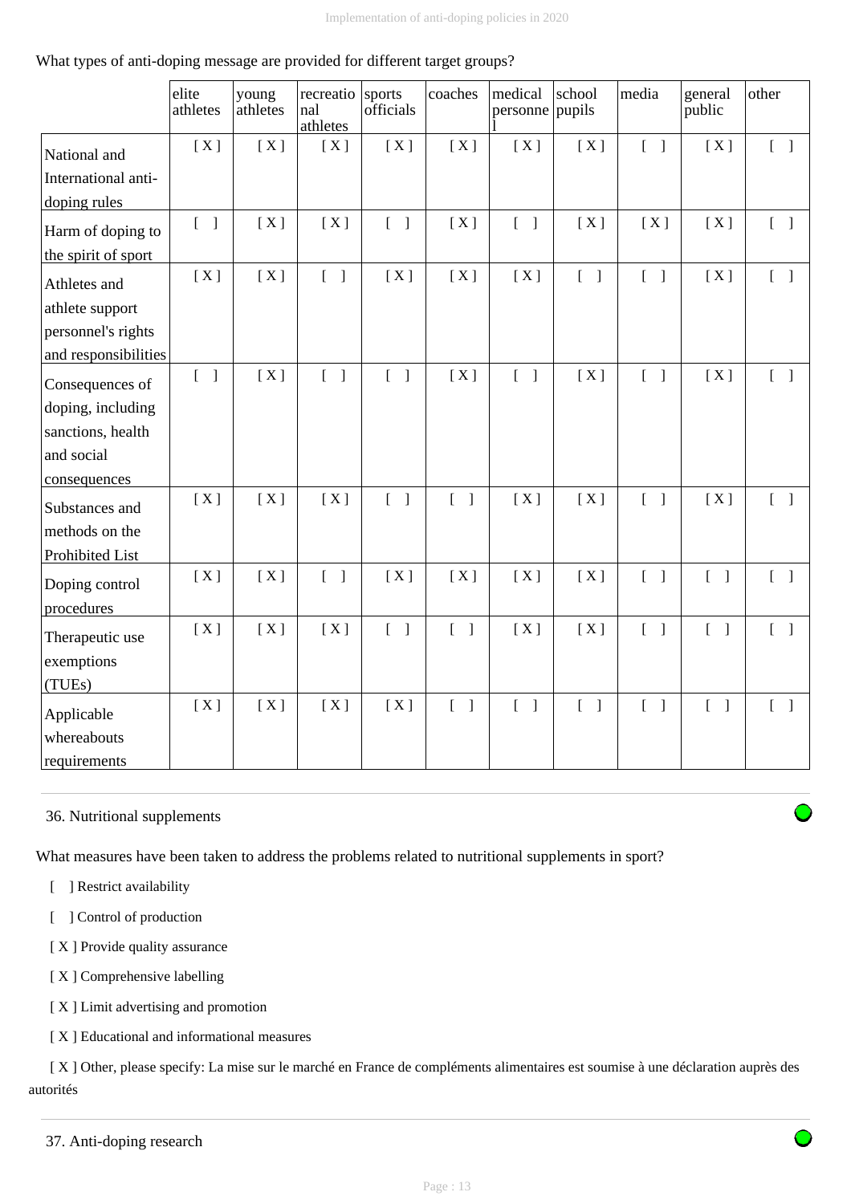What types of anti-doping message are provided for different target groups?

| | elite athletes | young athletes | recreational athletes | sports officials | coaches | medical personnel | school pupils | media | general public | other |
|---|---|---|---|---|---|---|---|---|---|---|
| National and International anti-doping rules | [ X ] | [ X ] | [ X ] | [ X ] | [ X ] | [ X ] | [ X ] | [ ] | [ X ] | [ ] |
| Harm of doping to the spirit of sport | [ ] | [ X ] | [ X ] | [ ] | [ X ] | [ ] | [ X ] | [ X ] | [ X ] | [ ] |
| Athletes and athlete support personnel's rights and responsibilities | [ X ] | [ X ] | [ ] | [ X ] | [ X ] | [ X ] | [ ] | [ ] | [ X ] | [ ] |
| Consequences of doping, including sanctions, health and social consequences | [ ] | [ X ] | [ ] | [ ] | [ X ] | [ ] | [ X ] | [ ] | [ X ] | [ ] |
| Substances and methods on the Prohibited List | [ X ] | [ X ] | [ X ] | [ ] | [ ] | [ X ] | [ X ] | [ ] | [ X ] | [ ] |
| Doping control procedures | [ X ] | [ X ] | [ ] | [ X ] | [ X ] | [ X ] | [ X ] | [ ] | [ ] | [ ] |
| Therapeutic use exemptions (TUEs) | [ X ] | [ X ] | [ X ] | [ ] | [ ] | [ X ] | [ X ] | [ ] | [ ] | [ ] |
| Applicable whereabouts requirements | [ X ] | [ X ] | [ X ] | [ X ] | [ ] | [ ] | [ ] | [ ] | [ ] | [ ] |

## 36. Nutritional supplements

What measures have been taken to address the problems related to nutritional supplements in sport?

[ ] Restrict availability

[ ] Control of production

[ X ] Provide quality assurance

[ X ] Comprehensive labelling

[ X ] Limit advertising and promotion

[ X ] Educational and informational measures

[ X ] Other, please specify: La mise sur le marché en France de compléments alimentaires est soumise à une déclaration auprès des autorités

## 37. Anti-doping research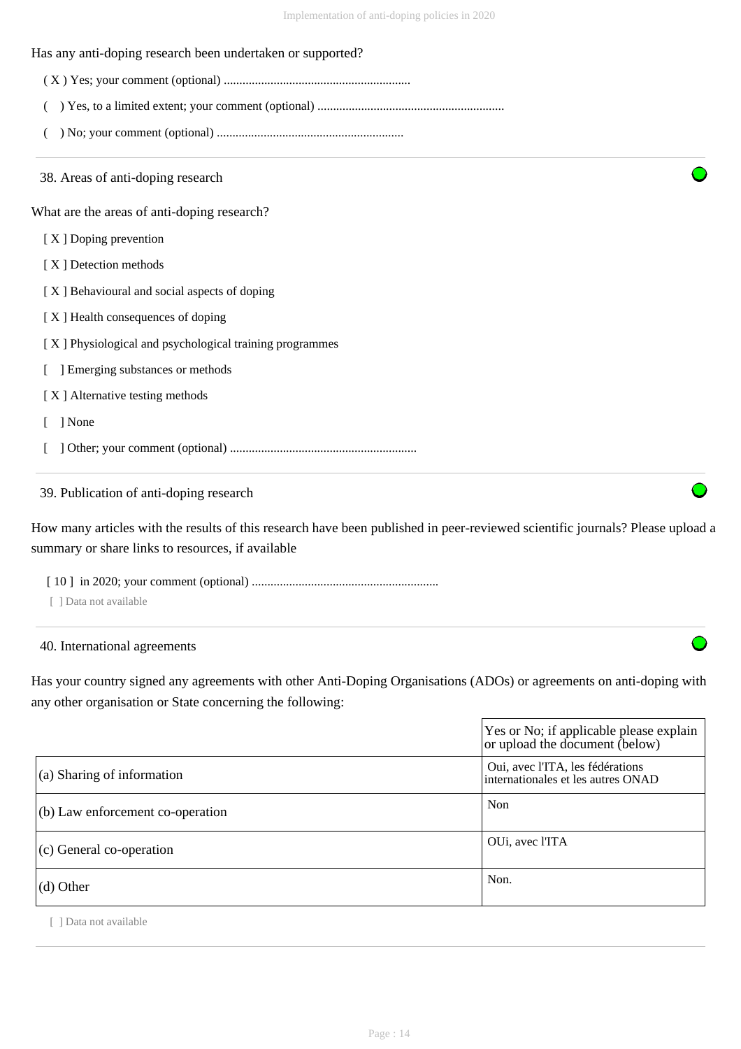Has any anti-doping research been undertaken or supported?

( X ) Yes; your comment (optional) ............................................................

(   ) Yes, to a limited extent; your comment (optional) ............................................................

(   ) No; your comment (optional) ............................................................

38. Areas of anti-doping research

What are the areas of anti-doping research?

[ X ] Doping prevention

[ X ] Detection methods

[ X ] Behavioural and social aspects of doping

[ X ] Health consequences of doping

[ X ] Physiological and psychological training programmes

[   ] Emerging substances or methods

[ X ] Alternative testing methods

[   ] None

[   ] Other; your comment (optional) ............................................................

39. Publication of anti-doping research

How many articles with the results of this research have been published in peer-reviewed scientific journals? Please upload a summary or share links to resources, if available

[ 10 ]  in 2020; your comment (optional) ............................................................

[ ] Data not available

40. International agreements

Has your country signed any agreements with other Anti-Doping Organisations (ADOs) or agreements on anti-doping with any other organisation or State concerning the following:

| | Yes or No; if applicable please explain or upload the document (below) |
|---|---|
| (a) Sharing of information | Oui, avec l'ITA, les fédérations internationales et les autres ONAD |
| (b) Law enforcement co-operation | Non |
| (c) General co-operation | OUi, avec l'ITA |
| (d) Other | Non. |

[ ] Data not available